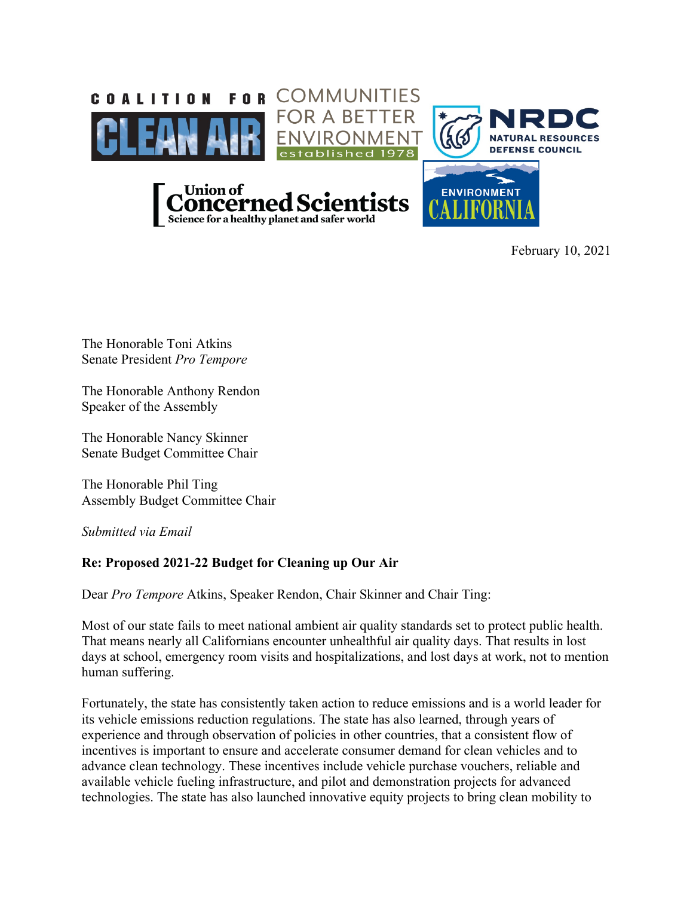COALITION FOR CLEAN AIR

COMMUNITIES FOR A BETTER ENVIRONMENT established 1978

NRDC NATURAL RESOURCES DEFENSE COUNCIL

Union of Concerned Scientists Science for a healthy planet and safer world

ENVIRONMENT CALIFORNIA

February 10, 2021

The Honorable Toni Atkins
Senate President *Pro Tempore*

The Honorable Anthony Rendon
Speaker of the Assembly

The Honorable Nancy Skinner
Senate Budget Committee Chair

The Honorable Phil Ting
Assembly Budget Committee Chair

*Submitted via Email*

**Re: Proposed 2021-22 Budget for Cleaning up Our Air**

Dear *Pro Tempore* Atkins, Speaker Rendon, Chair Skinner and Chair Ting:

Most of our state fails to meet national ambient air quality standards set to protect public health. That means nearly all Californians encounter unhealthful air quality days. That results in lost days at school, emergency room visits and hospitalizations, and lost days at work, not to mention human suffering.

Fortunately, the state has consistently taken action to reduce emissions and is a world leader for its vehicle emissions reduction regulations. The state has also learned, through years of experience and through observation of policies in other countries, that a consistent flow of incentives is important to ensure and accelerate consumer demand for clean vehicles and to advance clean technology. These incentives include vehicle purchase vouchers, reliable and available vehicle fueling infrastructure, and pilot and demonstration projects for advanced technologies. The state has also launched innovative equity projects to bring clean mobility to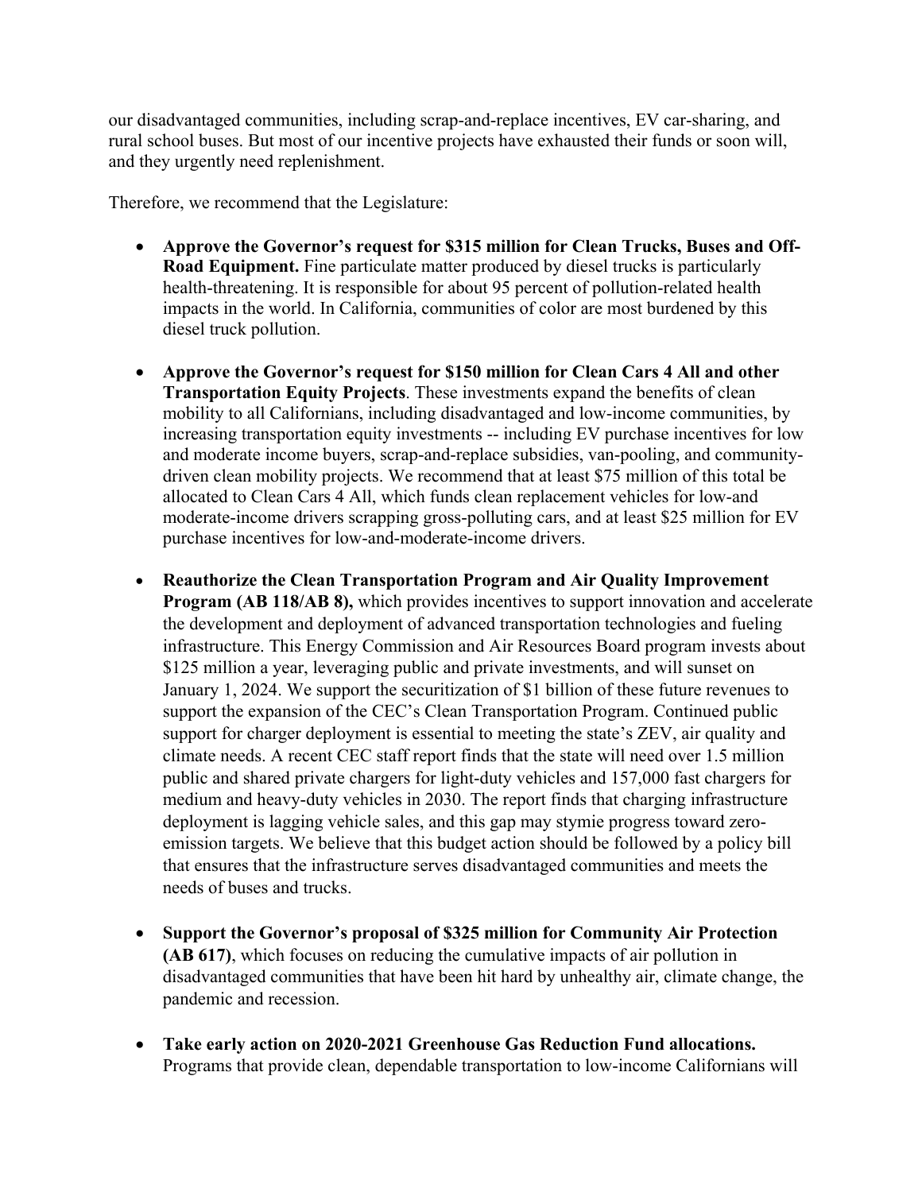our disadvantaged communities, including scrap-and-replace incentives, EV car-sharing, and rural school buses. But most of our incentive projects have exhausted their funds or soon will, and they urgently need replenishment.

Therefore, we recommend that the Legislature:

- **Approve the Governor's request for $315 million for Clean Trucks, Buses and Off-Road Equipment.** Fine particulate matter produced by diesel trucks is particularly health-threatening. It is responsible for about 95 percent of pollution-related health impacts in the world. In California, communities of color are most burdened by this diesel truck pollution.

- **Approve the Governor's request for $150 million for Clean Cars 4 All and other Transportation Equity Projects**. These investments expand the benefits of clean mobility to all Californians, including disadvantaged and low-income communities, by increasing transportation equity investments -- including EV purchase incentives for low and moderate income buyers, scrap-and-replace subsidies, van-pooling, and community-driven clean mobility projects. We recommend that at least $75 million of this total be allocated to Clean Cars 4 All, which funds clean replacement vehicles for low-and moderate-income drivers scrapping gross-polluting cars, and at least $25 million for EV purchase incentives for low-and-moderate-income drivers.

- **Reauthorize the Clean Transportation Program and Air Quality Improvement Program (AB 118/AB 8),** which provides incentives to support innovation and accelerate the development and deployment of advanced transportation technologies and fueling infrastructure. This Energy Commission and Air Resources Board program invests about $125 million a year, leveraging public and private investments, and will sunset on January 1, 2024. We support the securitization of $1 billion of these future revenues to support the expansion of the CEC's Clean Transportation Program. Continued public support for charger deployment is essential to meeting the state's ZEV, air quality and climate needs. A recent CEC staff report finds that the state will need over 1.5 million public and shared private chargers for light-duty vehicles and 157,000 fast chargers for medium and heavy-duty vehicles in 2030. The report finds that charging infrastructure deployment is lagging vehicle sales, and this gap may stymie progress toward zero-emission targets. We believe that this budget action should be followed by a policy bill that ensures that the infrastructure serves disadvantaged communities and meets the needs of buses and trucks.

- **Support the Governor's proposal of $325 million for Community Air Protection (AB 617)**, which focuses on reducing the cumulative impacts of air pollution in disadvantaged communities that have been hit hard by unhealthy air, climate change, the pandemic and recession.

- **Take early action on 2020-2021 Greenhouse Gas Reduction Fund allocations.** Programs that provide clean, dependable transportation to low-income Californians will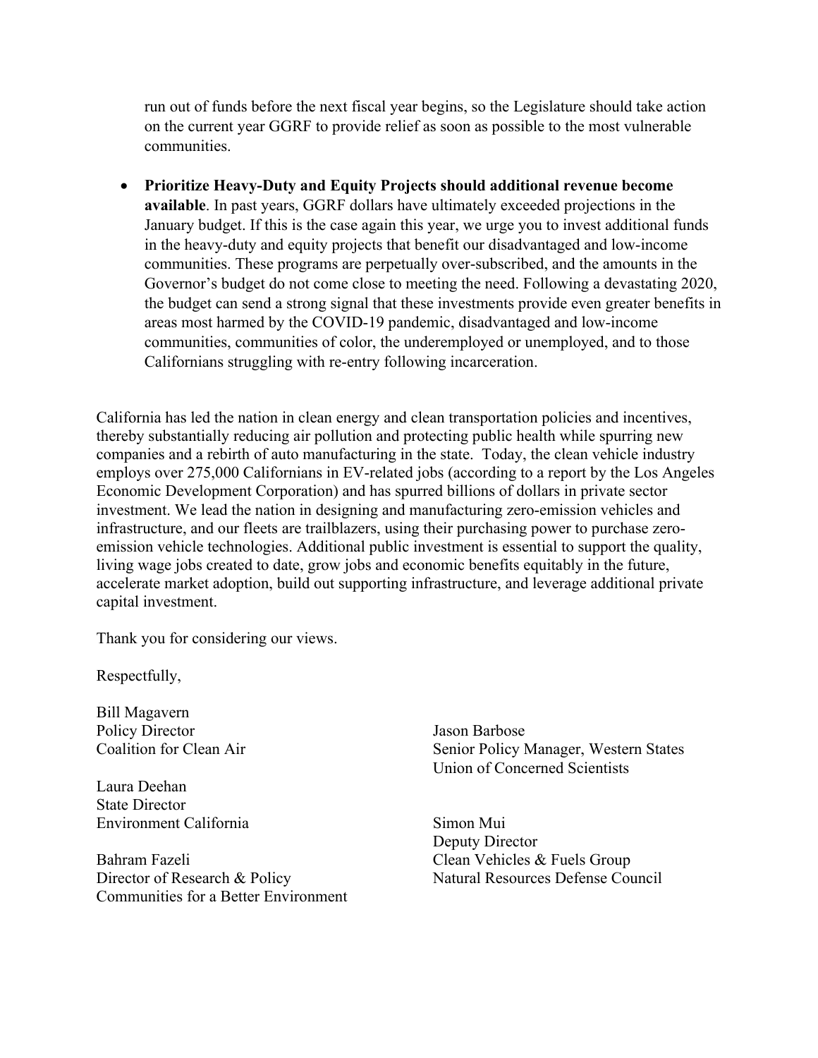run out of funds before the next fiscal year begins, so the Legislature should take action on the current year GGRF to provide relief as soon as possible to the most vulnerable communities.

- **Prioritize Heavy-Duty and Equity Projects should additional revenue become available**. In past years, GGRF dollars have ultimately exceeded projections in the January budget. If this is the case again this year, we urge you to invest additional funds in the heavy-duty and equity projects that benefit our disadvantaged and low-income communities. These programs are perpetually over-subscribed, and the amounts in the Governor's budget do not come close to meeting the need. Following a devastating 2020, the budget can send a strong signal that these investments provide even greater benefits in areas most harmed by the COVID-19 pandemic, disadvantaged and low-income communities, communities of color, the underemployed or unemployed, and to those Californians struggling with re-entry following incarceration.

California has led the nation in clean energy and clean transportation policies and incentives, thereby substantially reducing air pollution and protecting public health while spurring new companies and a rebirth of auto manufacturing in the state. Today, the clean vehicle industry employs over 275,000 Californians in EV-related jobs (according to a report by the Los Angeles Economic Development Corporation) and has spurred billions of dollars in private sector investment. We lead the nation in designing and manufacturing zero-emission vehicles and infrastructure, and our fleets are trailblazers, using their purchasing power to purchase zero-emission vehicle technologies. Additional public investment is essential to support the quality, living wage jobs created to date, grow jobs and economic benefits equitably in the future, accelerate market adoption, build out supporting infrastructure, and leverage additional private capital investment.

Thank you for considering our views.

Respectfully,

Bill Magavern
Policy Director
Coalition for Clean Air

Laura Deehan
State Director
Environment California

Bahram Fazeli
Director of Research & Policy
Communities for a Better Environment

Jason Barbose
Senior Policy Manager, Western States
Union of Concerned Scientists

Simon Mui
Deputy Director
Clean Vehicles & Fuels Group
Natural Resources Defense Council